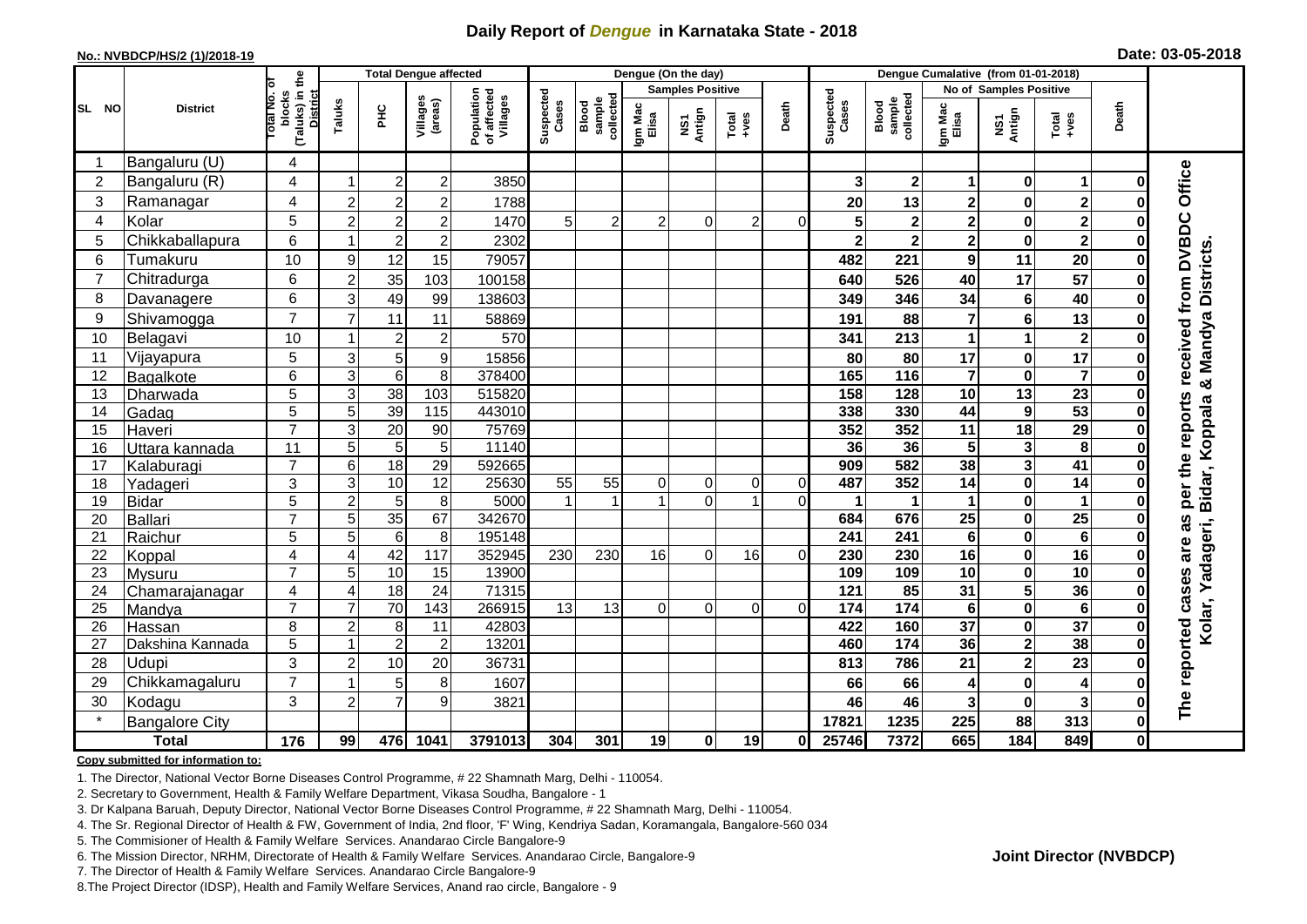# Daily Report of *Dengue* in Karnataka State - 2018

**No.: NVBDCP/HS/2 (1)/2018-19**

**Date: 03-05-2018**

| SL NO | District | Total No. of blocks (Taluks) in the District | Total Dengue affected | | | | Dengue (On the day) | | | | | | | Dengue Cumalative (from 01-01-2018) | | | | | | | |
|---|---|---|---|---|---|---|---|---|---|---|---|---|---|---|---|---|---|---|---|---|
| | | | Taluks | PHC | Villages (areas) | Population of affected Villages | Suspected Cases | Blood sample collected | Samples Positive | | | Death | Suspected Cases | Blood sample collected | No of Samples Positive | | | Death | |
| | | | | | | | | | Igm Mac Elisa | NS1 Antign | Total +ves | | | | Igm Mac Elisa | NS1 Antign | Total +ves | | |
| 1 | Bangaluru (U) | 4 | | | | | | | | | | | | | | | | | The reported cases are as per the reports received from DVBDC Office Kolar, Yadageri, Bidar, Koppala & Mandya Districts. |
| 2 | Bangaluru (R) | 4 | 1 | 2 | 2 | 3850 | | | | | | | 3 | 2 | 1 | 0 | 1 | 0 | |
| 3 | Ramanagar | 4 | 2 | 2 | 2 | 1788 | | | | | | | 20 | 13 | 2 | 0 | 2 | 0 | |
| 4 | Kolar | 5 | 2 | 2 | 2 | 1470 | 5 | 2 | 2 | 0 | 2 | 0 | 5 | 2 | 2 | 0 | 2 | 0 | |
| 5 | Chikkaballapura | 6 | 1 | 2 | 2 | 2302 | | | | | | | 2 | 2 | 2 | 0 | 2 | 0 | |
| 6 | Tumakuru | 10 | 9 | 12 | 15 | 79057 | | | | | | | 482 | 221 | 9 | 11 | 20 | 0 | |
| 7 | Chitradurga | 6 | 2 | 35 | 103 | 100158 | | | | | | | 640 | 526 | 40 | 17 | 57 | 0 | |
| 8 | Davanagere | 6 | 3 | 49 | 99 | 138603 | | | | | | | 349 | 346 | 34 | 6 | 40 | 0 | |
| 9 | Shivamogga | 7 | 7 | 11 | 11 | 58869 | | | | | | | 191 | 88 | 7 | 6 | 13 | 0 | |
| 10 | Belagavi | 10 | 1 | 2 | 2 | 570 | | | | | | | 341 | 213 | 1 | 1 | 2 | 0 | |
| 11 | Vijayapura | 5 | 3 | 5 | 9 | 15856 | | | | | | | 80 | 80 | 17 | 0 | 17 | 0 | |
| 12 | Bagalkote | 6 | 3 | 6 | 8 | 378400 | | | | | | | 165 | 116 | 7 | 0 | 7 | 0 | |
| 13 | Dharwada | 5 | 3 | 38 | 103 | 515820 | | | | | | | 158 | 128 | 10 | 13 | 23 | 0 | |
| 14 | Gadag | 5 | 5 | 39 | 115 | 443010 | | | | | | | 338 | 330 | 44 | 9 | 53 | 0 | |
| 15 | Haveri | 7 | 3 | 20 | 90 | 75769 | | | | | | | 352 | 352 | 11 | 18 | 29 | 0 | |
| 16 | Uttara kannada | 11 | 5 | 5 | 5 | 11140 | | | | | | | 36 | 36 | 5 | 3 | 8 | 0 | |
| 17 | Kalaburagi | 7 | 6 | 18 | 29 | 592665 | | | | | | | 909 | 582 | 38 | 3 | 41 | 0 | |
| 18 | Yadageri | 3 | 3 | 10 | 12 | 25630 | 55 | 55 | 0 | 0 | 0 | 0 | 487 | 352 | 14 | 0 | 14 | 0 | |
| 19 | Bidar | 5 | 2 | 5 | 8 | 5000 | 1 | 1 | 1 | 0 | 1 | 0 | 1 | 1 | 1 | 0 | 1 | 0 | |
| 20 | Ballari | 7 | 5 | 35 | 67 | 342670 | | | | | | | 684 | 676 | 25 | 0 | 25 | 0 | |
| 21 | Raichur | 5 | 5 | 6 | 8 | 195148 | | | | | | | 241 | 241 | 6 | 0 | 6 | 0 | |
| 22 | Koppal | 4 | 4 | 42 | 117 | 352945 | 230 | 230 | 16 | 0 | 16 | 0 | 230 | 230 | 16 | 0 | 16 | 0 | |
| 23 | Mysuru | 7 | 5 | 10 | 15 | 13900 | | | | | | | 109 | 109 | 10 | 0 | 10 | 0 | |
| 24 | Chamarajanagar | 4 | 4 | 18 | 24 | 71315 | | | | | | | 121 | 85 | 31 | 5 | 36 | 0 | |
| 25 | Mandya | 7 | 7 | 70 | 143 | 266915 | 13 | 13 | 0 | 0 | 0 | 0 | 174 | 174 | 6 | 0 | 6 | 0 | |
| 26 | Hassan | 8 | 2 | 8 | 11 | 42803 | | | | | | | 422 | 160 | 37 | 0 | 37 | 0 | |
| 27 | Dakshina Kannada | 5 | 1 | 2 | 2 | 13201 | | | | | | | 460 | 174 | 36 | 2 | 38 | 0 | |
| 28 | Udupi | 3 | 2 | 10 | 20 | 36731 | | | | | | | 813 | 786 | 21 | 2 | 23 | 0 | |
| 29 | Chikkamagaluru | 7 | 1 | 5 | 8 | 1607 | | | | | | | 66 | 66 | 4 | 0 | 4 | 0 | |
| 30 | Kodagu | 3 | 2 | 7 | 9 | 3821 | | | | | | | 46 | 46 | 3 | 0 | 3 | 0 | |
| * | Bangalore City | | | | | | | | | | | | 17821 | 1235 | 225 | 88 | 313 | 0 | |
| | **Total** | **176** | **99** | **476** | **1041** | **3791013** | **304** | **301** | **19** | **0** | **19** | **0** | **25746** | **7372** | **665** | **184** | **849** | **0** | |

**Copy submitted for information to:**

1. The Director, National Vector Borne Diseases Control Programme, # 22 Shamnath Marg, Delhi - 110054.
2. Secretary to Government, Health & Family Welfare Department, Vikasa Soudha, Bangalore - 1
3. Dr Kalpana Baruah, Deputy Director, National Vector Borne Diseases Control Programme, # 22 Shamnath Marg, Delhi - 110054.
4. The Sr. Regional Director of Health & FW, Government of India, 2nd floor, 'F' Wing, Kendriya Sadan, Koramangala, Bangalore-560 034
5. The Commisioner of Health & Family Welfare Services. Anandarao Circle Bangalore-9
6. The Mission Director, NRHM, Directorate of Health & Family Welfare Services. Anandarao Circle, Bangalore-9
7. The Director of Health & Family Welfare Services. Anandarao Circle Bangalore-9
8. The Project Director (IDSP), Health and Family Welfare Services, Anand rao circle, Bangalore - 9

**Joint Director (NVBDCP)**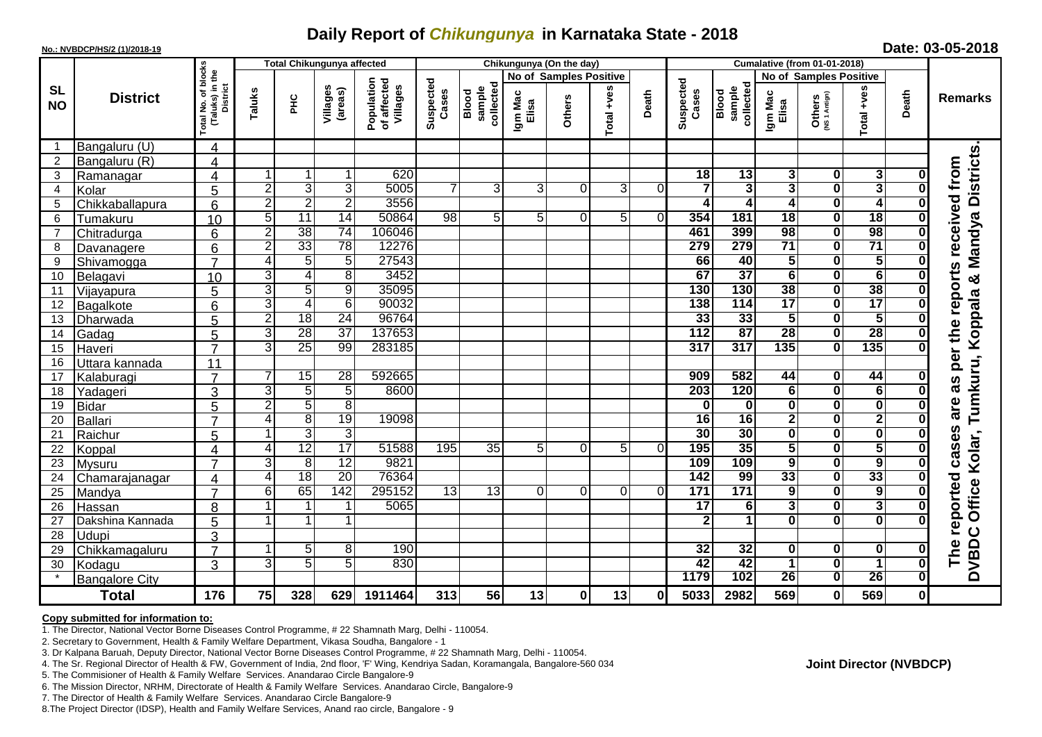# Daily Report of *Chikungunya* in Karnataka State - 2018

**No.: NVBDCP/HS/2 (1)/2018-19**

**Date: 03-05-2018**

| SL NO | District | Total No. of blocks (Taluks) in the District | Total Chikungunya affected | | | | Chikungunya (On the day) | | | | | | | Cumalative (from 01-01-2018) | | | | | | | Remarks |
|---|---|---|---|---|---|---|---|---|---|---|---|---|---|---|---|---|---|---|---|---|---|
| | | | | | | | | | No of Samples Positive | | | | | | | No of Samples Positive | | | | | |
| | | | Taluks | PHC | Villages (areas) | Population of affected Villages | Suspected Cases | Blood sample collected | Igm Mac Elisa | Others | Total +ves | Death | Suspected Cases | Blood sample collected | Igm Mac Elisa | Others (NS 1 Antign) | Total +ves | Death | |
| 1 | Bangaluru (U) | 4 | | | | | | | | | | | | | | | | | The reported cases are as per the reports received from DVBDC Office Kolar, Tumkuru, Koppala & Mandya Districts. |
| 2 | Bangaluru (R) | 4 | | | | | | | | | | | | | | | | | |
| 3 | Ramanagar | 4 | 1 | 1 | 1 | 620 | | | | | | | 18 | 13 | 3 | 0 | 3 | 0 | |
| 4 | Kolar | 5 | 2 | 3 | 3 | 5005 | 7 | 3 | 3 | 0 | 3 | 0 | 7 | 3 | 3 | 0 | 3 | 0 | |
| 5 | Chikkaballapura | 6 | 2 | 2 | 2 | 3556 | | | | | | | 4 | 4 | 4 | 0 | 4 | 0 | |
| 6 | Tumakuru | 10 | 5 | 11 | 14 | 50864 | 98 | 5 | 5 | 0 | 5 | 0 | 354 | 181 | 18 | 0 | 18 | 0 | |
| 7 | Chitradurga | 6 | 2 | 38 | 74 | 106046 | | | | | | | 461 | 399 | 98 | 0 | 98 | 0 | |
| 8 | Davanagere | 6 | 2 | 33 | 78 | 12276 | | | | | | | 279 | 279 | 71 | 0 | 71 | 0 | |
| 9 | Shivamogga | 7 | 4 | 5 | 5 | 27543 | | | | | | | 66 | 40 | 5 | 0 | 5 | 0 | |
| 10 | Belagavi | 10 | 3 | 4 | 8 | 3452 | | | | | | | 67 | 37 | 6 | 0 | 6 | 0 | |
| 11 | Vijayapura | 5 | 3 | 5 | 9 | 35095 | | | | | | | 130 | 130 | 38 | 0 | 38 | 0 | |
| 12 | Bagalkote | 6 | 3 | 4 | 6 | 90032 | | | | | | | 138 | 114 | 17 | 0 | 17 | 0 | |
| 13 | Dharwada | 5 | 2 | 18 | 24 | 96764 | | | | | | | 33 | 33 | 5 | 0 | 5 | 0 | |
| 14 | Gadag | 5 | 3 | 28 | 37 | 137653 | | | | | | | 112 | 87 | 28 | 0 | 28 | 0 | |
| 15 | Haveri | 7 | 3 | 25 | 99 | 283185 | | | | | | | 317 | 317 | 135 | 0 | 135 | 0 | |
| 16 | Uttara kannada | 11 | | | | | | | | | | | | | | | | | |
| 17 | Kalaburagi | 7 | 7 | 15 | 28 | 592665 | | | | | | | 909 | 582 | 44 | 0 | 44 | 0 | |
| 18 | Yadageri | 3 | 3 | 5 | 5 | 8600 | | | | | | | 203 | 120 | 6 | 0 | 6 | 0 | |
| 19 | Bidar | 5 | 2 | 5 | 8 | | | | | | | | 0 | 0 | 0 | 0 | 0 | 0 | |
| 20 | Ballari | 7 | 4 | 8 | 19 | 19098 | | | | | | | 16 | 16 | 2 | 0 | 2 | 0 | |
| 21 | Raichur | 5 | 1 | 3 | 3 | | | | | | | | 30 | 30 | 0 | 0 | 0 | 0 | |
| 22 | Koppal | 4 | 4 | 12 | 17 | 51588 | 195 | 35 | 5 | 0 | 5 | 0 | 195 | 35 | 5 | 0 | 5 | 0 | |
| 23 | Mysuru | 7 | 3 | 8 | 12 | 9821 | | | | | | | 109 | 109 | 9 | 0 | 9 | 0 | |
| 24 | Chamarajanagar | 4 | 4 | 18 | 20 | 76364 | | | | | | | 142 | 99 | 33 | 0 | 33 | 0 | |
| 25 | Mandya | 7 | 6 | 65 | 142 | 295152 | 13 | 13 | 0 | 0 | 0 | 0 | 171 | 171 | 9 | 0 | 9 | 0 | |
| 26 | Hassan | 8 | 1 | 1 | 1 | 5065 | | | | | | | 17 | 6 | 3 | 0 | 3 | 0 | |
| 27 | Dakshina Kannada | 5 | 1 | 1 | 1 | | | | | | | | 2 | 1 | 0 | 0 | 0 | 0 | |
| 28 | Udupi | 3 | | | | | | | | | | | | | | | | | |
| 29 | Chikkamagaluru | 7 | 1 | 5 | 8 | 190 | | | | | | | 32 | 32 | 0 | 0 | 0 | 0 | |
| 30 | Kodagu | 3 | 3 | 5 | 5 | 830 | | | | | | | 42 | 42 | 1 | 0 | 1 | 0 | |
| * | Bangalore City | | | | | | | | | | | | 1179 | 102 | 26 | 0 | 26 | 0 | |
| | **Total** | **176** | **75** | **328** | **629** | **1911464** | **313** | **56** | **13** | **0** | **13** | **0** | **5033** | **2982** | **569** | **0** | **569** | **0** | |

**Copy submitted for information to:**

1. The Director, National Vector Borne Diseases Control Programme, # 22 Shamnath Marg, Delhi - 110054.
2. Secretary to Government, Health & Family Welfare Department, Vikasa Soudha, Bangalore - 1
3. Dr Kalpana Baruah, Deputy Director, National Vector Borne Diseases Control Programme, # 22 Shamnath Marg, Delhi - 110054.
4. The Sr. Regional Director of Health & FW, Government of India, 2nd floor, 'F' Wing, Kendriya Sadan, Koramangala, Bangalore-560 034
5. The Commisioner of Health & Family Welfare Services. Anandarao Circle Bangalore-9
6. The Mission Director, NRHM, Directorate of Health & Family Welfare Services. Anandarao Circle, Bangalore-9
7. The Director of Health & Family Welfare Services. Anandarao Circle Bangalore-9
8. The Project Director (IDSP), Health and Family Welfare Services, Anand rao circle, Bangalore - 9

**Joint Director (NVBDCP)**